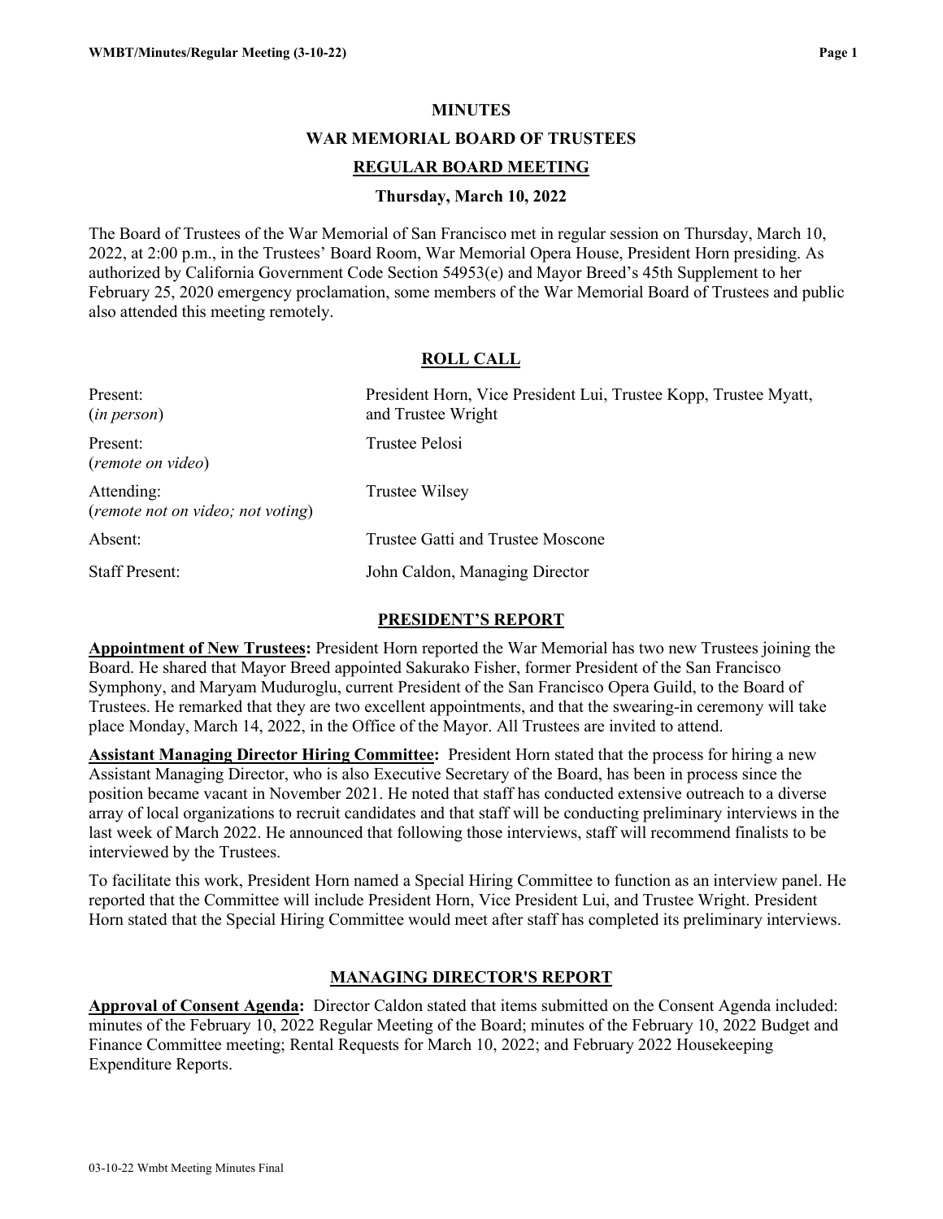# MINUTES

## WAR MEMORIAL BOARD OF TRUSTEES

## REGULAR BOARD MEETING

### Thursday, March 10, 2022

The Board of Trustees of the War Memorial of San Francisco met in regular session on Thursday, March 10, 2022, at 2:00 p.m., in the Trustees' Board Room, War Memorial Opera House, President Horn presiding. As authorized by California Government Code Section 54953(e) and Mayor Breed's 45th Supplement to her February 25, 2020 emergency proclamation, some members of the War Memorial Board of Trustees and public also attended this meeting remotely.

## ROLL CALL

| | |
|---|---|
| Present: (*in person*) | President Horn, Vice President Lui, Trustee Kopp, Trustee Myatt, and Trustee Wright |
| Present: (*remote on video*) | Trustee Pelosi |
| Attending: (*remote not on video; not voting*) | Trustee Wilsey |
| Absent: | Trustee Gatti and Trustee Moscone |
| Staff Present: | John Caldon, Managing Director |

## PRESIDENT'S REPORT

**Appointment of New Trustees:** President Horn reported the War Memorial has two new Trustees joining the Board. He shared that Mayor Breed appointed Sakurako Fisher, former President of the San Francisco Symphony, and Maryam Muduroglu, current President of the San Francisco Opera Guild, to the Board of Trustees. He remarked that they are two excellent appointments, and that the swearing-in ceremony will take place Monday, March 14, 2022, in the Office of the Mayor. All Trustees are invited to attend.

**Assistant Managing Director Hiring Committee:** President Horn stated that the process for hiring a new Assistant Managing Director, who is also Executive Secretary of the Board, has been in process since the position became vacant in November 2021. He noted that staff has conducted extensive outreach to a diverse array of local organizations to recruit candidates and that staff will be conducting preliminary interviews in the last week of March 2022. He announced that following those interviews, staff will recommend finalists to be interviewed by the Trustees.

To facilitate this work, President Horn named a Special Hiring Committee to function as an interview panel. He reported that the Committee will include President Horn, Vice President Lui, and Trustee Wright. President Horn stated that the Special Hiring Committee would meet after staff has completed its preliminary interviews.

## MANAGING DIRECTOR'S REPORT

**Approval of Consent Agenda:** Director Caldon stated that items submitted on the Consent Agenda included: minutes of the February 10, 2022 Regular Meeting of the Board; minutes of the February 10, 2022 Budget and Finance Committee meeting; Rental Requests for March 10, 2022; and February 2022 Housekeeping Expenditure Reports.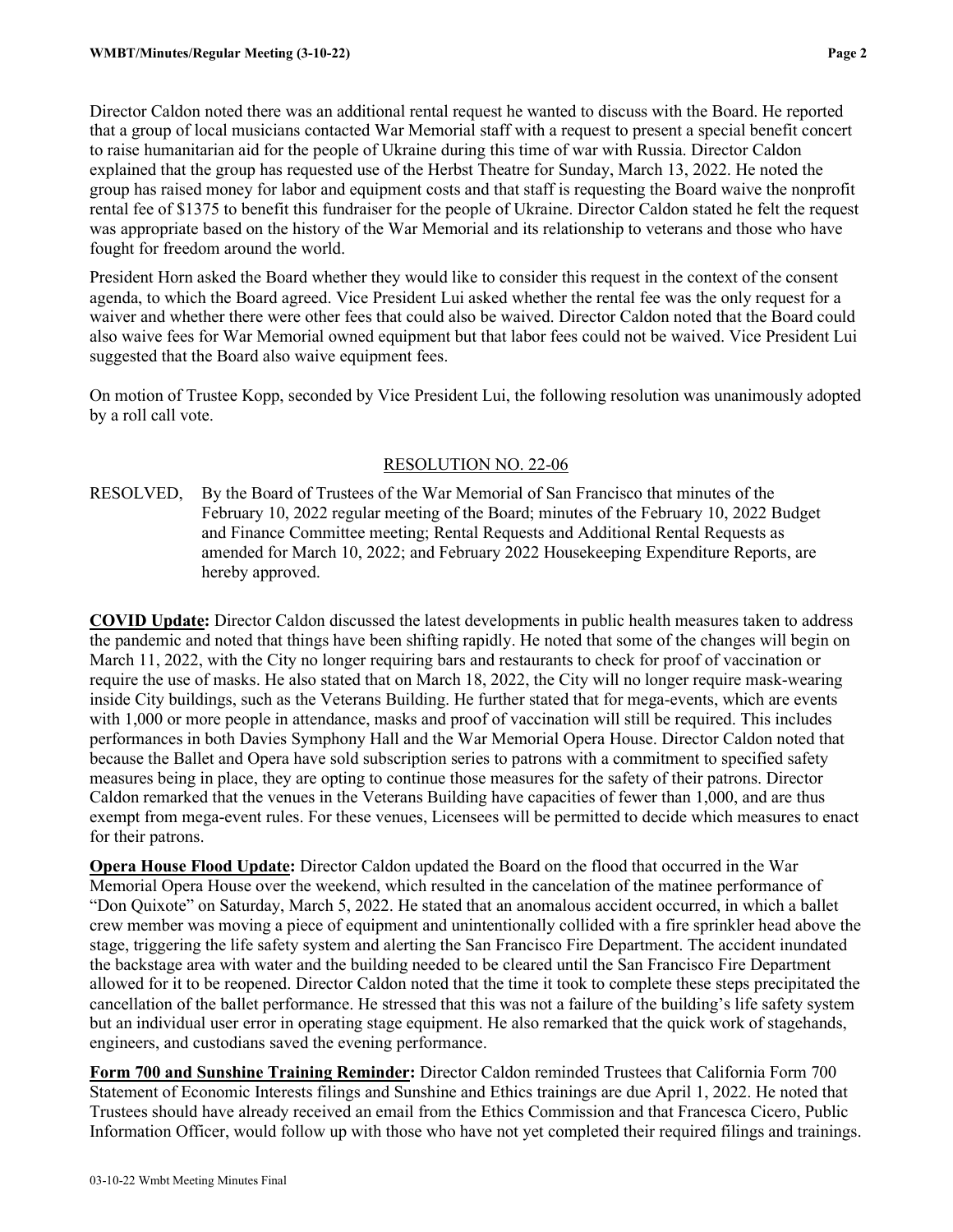Director Caldon noted there was an additional rental request he wanted to discuss with the Board. He reported that a group of local musicians contacted War Memorial staff with a request to present a special benefit concert to raise humanitarian aid for the people of Ukraine during this time of war with Russia. Director Caldon explained that the group has requested use of the Herbst Theatre for Sunday, March 13, 2022. He noted the group has raised money for labor and equipment costs and that staff is requesting the Board waive the nonprofit rental fee of $1375 to benefit this fundraiser for the people of Ukraine. Director Caldon stated he felt the request was appropriate based on the history of the War Memorial and its relationship to veterans and those who have fought for freedom around the world.

President Horn asked the Board whether they would like to consider this request in the context of the consent agenda, to which the Board agreed. Vice President Lui asked whether the rental fee was the only request for a waiver and whether there were other fees that could also be waived. Director Caldon noted that the Board could also waive fees for War Memorial owned equipment but that labor fees could not be waived. Vice President Lui suggested that the Board also waive equipment fees.

On motion of Trustee Kopp, seconded by Vice President Lui, the following resolution was unanimously adopted by a roll call vote.

<u>RESOLUTION NO. 22-06</u>

RESOLVED, By the Board of Trustees of the War Memorial of San Francisco that minutes of the February 10, 2022 regular meeting of the Board; minutes of the February 10, 2022 Budget and Finance Committee meeting; Rental Requests and Additional Rental Requests as amended for March 10, 2022; and February 2022 Housekeeping Expenditure Reports, are hereby approved.

**<u>COVID Update</u>:** Director Caldon discussed the latest developments in public health measures taken to address the pandemic and noted that things have been shifting rapidly. He noted that some of the changes will begin on March 11, 2022, with the City no longer requiring bars and restaurants to check for proof of vaccination or require the use of masks. He also stated that on March 18, 2022, the City will no longer require mask-wearing inside City buildings, such as the Veterans Building. He further stated that for mega-events, which are events with 1,000 or more people in attendance, masks and proof of vaccination will still be required. This includes performances in both Davies Symphony Hall and the War Memorial Opera House. Director Caldon noted that because the Ballet and Opera have sold subscription series to patrons with a commitment to specified safety measures being in place, they are opting to continue those measures for the safety of their patrons. Director Caldon remarked that the venues in the Veterans Building have capacities of fewer than 1,000, and are thus exempt from mega-event rules. For these venues, Licensees will be permitted to decide which measures to enact for their patrons.

**<u>Opera House Flood Update</u>:** Director Caldon updated the Board on the flood that occurred in the War Memorial Opera House over the weekend, which resulted in the cancelation of the matinee performance of "Don Quixote" on Saturday, March 5, 2022. He stated that an anomalous accident occurred, in which a ballet crew member was moving a piece of equipment and unintentionally collided with a fire sprinkler head above the stage, triggering the life safety system and alerting the San Francisco Fire Department. The accident inundated the backstage area with water and the building needed to be cleared until the San Francisco Fire Department allowed for it to be reopened. Director Caldon noted that the time it took to complete these steps precipitated the cancellation of the ballet performance. He stressed that this was not a failure of the building's life safety system but an individual user error in operating stage equipment. He also remarked that the quick work of stagehands, engineers, and custodians saved the evening performance.

**<u>Form 700 and Sunshine Training Reminder</u>:** Director Caldon reminded Trustees that California Form 700 Statement of Economic Interests filings and Sunshine and Ethics trainings are due April 1, 2022. He noted that Trustees should have already received an email from the Ethics Commission and that Francesca Cicero, Public Information Officer, would follow up with those who have not yet completed their required filings and trainings.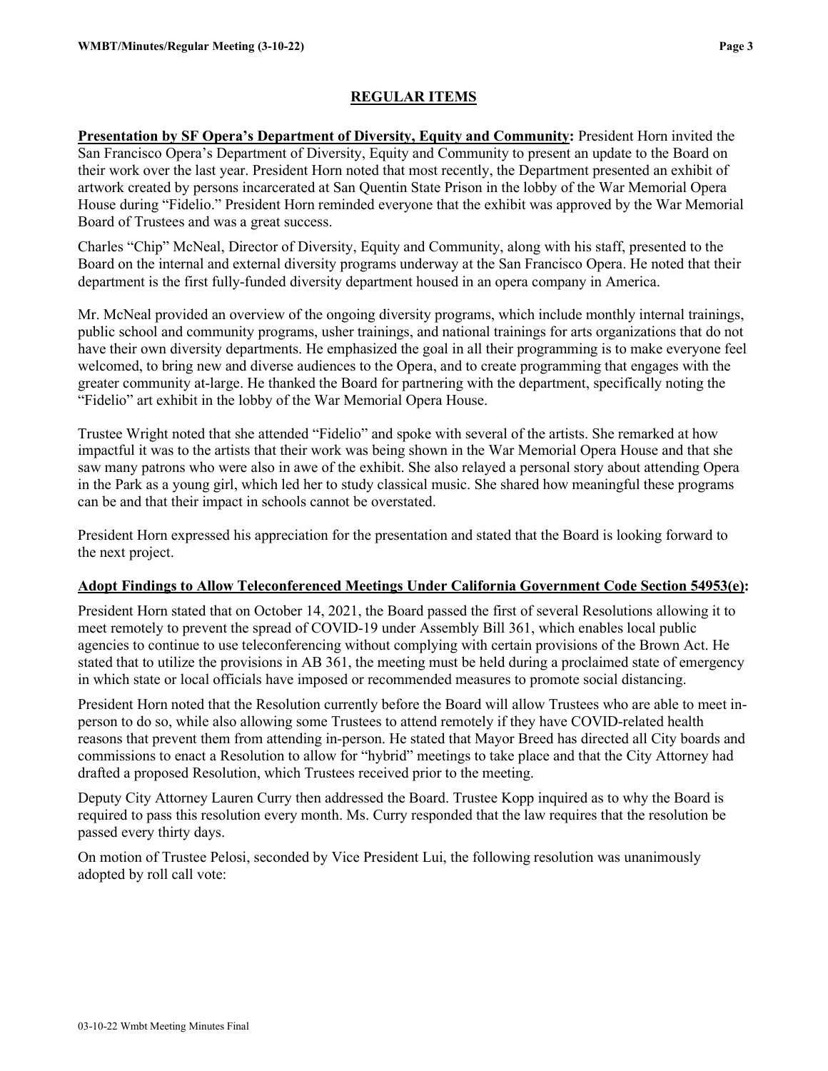## REGULAR ITEMS

**Presentation by SF Opera's Department of Diversity, Equity and Community:** President Horn invited the San Francisco Opera's Department of Diversity, Equity and Community to present an update to the Board on their work over the last year. President Horn noted that most recently, the Department presented an exhibit of artwork created by persons incarcerated at San Quentin State Prison in the lobby of the War Memorial Opera House during "Fidelio." President Horn reminded everyone that the exhibit was approved by the War Memorial Board of Trustees and was a great success.

Charles "Chip" McNeal, Director of Diversity, Equity and Community, along with his staff, presented to the Board on the internal and external diversity programs underway at the San Francisco Opera. He noted that their department is the first fully-funded diversity department housed in an opera company in America.

Mr. McNeal provided an overview of the ongoing diversity programs, which include monthly internal trainings, public school and community programs, usher trainings, and national trainings for arts organizations that do not have their own diversity departments. He emphasized the goal in all their programming is to make everyone feel welcomed, to bring new and diverse audiences to the Opera, and to create programming that engages with the greater community at-large. He thanked the Board for partnering with the department, specifically noting the "Fidelio" art exhibit in the lobby of the War Memorial Opera House.

Trustee Wright noted that she attended "Fidelio" and spoke with several of the artists. She remarked at how impactful it was to the artists that their work was being shown in the War Memorial Opera House and that she saw many patrons who were also in awe of the exhibit. She also relayed a personal story about attending Opera in the Park as a young girl, which led her to study classical music. She shared how meaningful these programs can be and that their impact in schools cannot be overstated.

President Horn expressed his appreciation for the presentation and stated that the Board is looking forward to the next project.

**Adopt Findings to Allow Teleconferenced Meetings Under California Government Code Section 54953(e):**

President Horn stated that on October 14, 2021, the Board passed the first of several Resolutions allowing it to meet remotely to prevent the spread of COVID-19 under Assembly Bill 361, which enables local public agencies to continue to use teleconferencing without complying with certain provisions of the Brown Act. He stated that to utilize the provisions in AB 361, the meeting must be held during a proclaimed state of emergency in which state or local officials have imposed or recommended measures to promote social distancing.

President Horn noted that the Resolution currently before the Board will allow Trustees who are able to meet in-person to do so, while also allowing some Trustees to attend remotely if they have COVID-related health reasons that prevent them from attending in-person. He stated that Mayor Breed has directed all City boards and commissions to enact a Resolution to allow for "hybrid" meetings to take place and that the City Attorney had drafted a proposed Resolution, which Trustees received prior to the meeting.

Deputy City Attorney Lauren Curry then addressed the Board. Trustee Kopp inquired as to why the Board is required to pass this resolution every month. Ms. Curry responded that the law requires that the resolution be passed every thirty days.

On motion of Trustee Pelosi, seconded by Vice President Lui, the following resolution was unanimously adopted by roll call vote: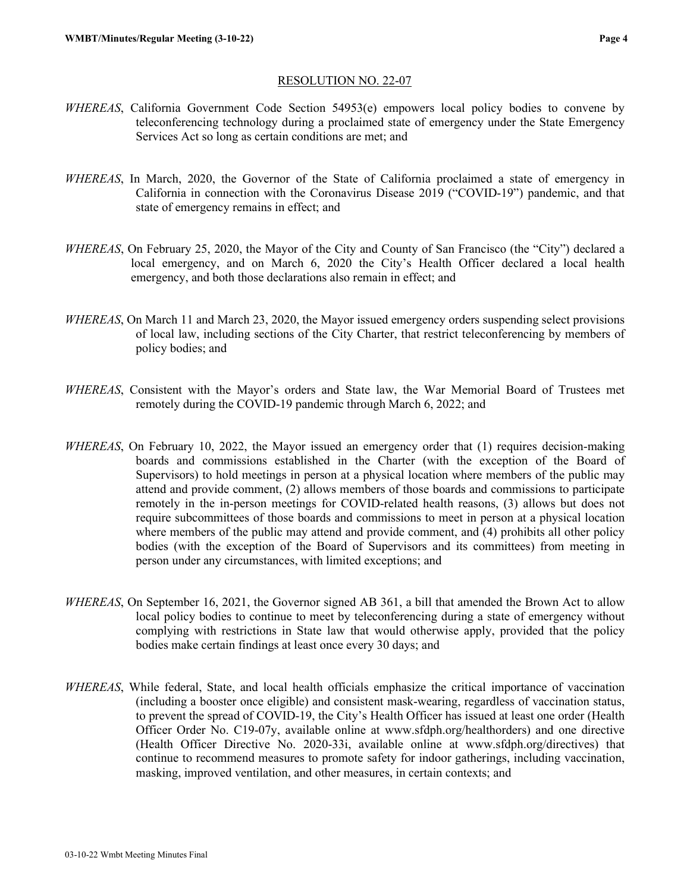RESOLUTION NO. 22-07

*WHEREAS*, California Government Code Section 54953(e) empowers local policy bodies to convene by teleconferencing technology during a proclaimed state of emergency under the State Emergency Services Act so long as certain conditions are met; and

*WHEREAS*, In March, 2020, the Governor of the State of California proclaimed a state of emergency in California in connection with the Coronavirus Disease 2019 ("COVID-19") pandemic, and that state of emergency remains in effect; and

*WHEREAS*, On February 25, 2020, the Mayor of the City and County of San Francisco (the "City") declared a local emergency, and on March 6, 2020 the City's Health Officer declared a local health emergency, and both those declarations also remain in effect; and

*WHEREAS*, On March 11 and March 23, 2020, the Mayor issued emergency orders suspending select provisions of local law, including sections of the City Charter, that restrict teleconferencing by members of policy bodies; and

*WHEREAS*, Consistent with the Mayor's orders and State law, the War Memorial Board of Trustees met remotely during the COVID-19 pandemic through March 6, 2022; and

*WHEREAS*, On February 10, 2022, the Mayor issued an emergency order that (1) requires decision-making boards and commissions established in the Charter (with the exception of the Board of Supervisors) to hold meetings in person at a physical location where members of the public may attend and provide comment, (2) allows members of those boards and commissions to participate remotely in the in-person meetings for COVID-related health reasons, (3) allows but does not require subcommittees of those boards and commissions to meet in person at a physical location where members of the public may attend and provide comment, and (4) prohibits all other policy bodies (with the exception of the Board of Supervisors and its committees) from meeting in person under any circumstances, with limited exceptions; and

*WHEREAS*, On September 16, 2021, the Governor signed AB 361, a bill that amended the Brown Act to allow local policy bodies to continue to meet by teleconferencing during a state of emergency without complying with restrictions in State law that would otherwise apply, provided that the policy bodies make certain findings at least once every 30 days; and

*WHEREAS*, While federal, State, and local health officials emphasize the critical importance of vaccination (including a booster once eligible) and consistent mask-wearing, regardless of vaccination status, to prevent the spread of COVID-19, the City's Health Officer has issued at least one order (Health Officer Order No. C19-07y, available online at www.sfdph.org/healthorders) and one directive (Health Officer Directive No. 2020-33i, available online at www.sfdph.org/directives) that continue to recommend measures to promote safety for indoor gatherings, including vaccination, masking, improved ventilation, and other measures, in certain contexts; and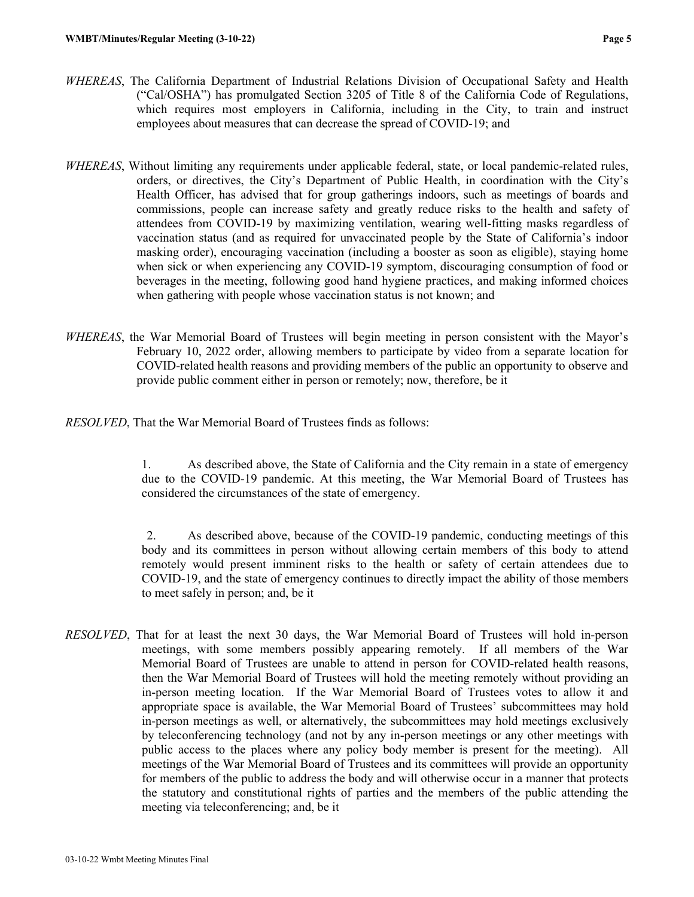*WHEREAS*, The California Department of Industrial Relations Division of Occupational Safety and Health ("Cal/OSHA") has promulgated Section 3205 of Title 8 of the California Code of Regulations, which requires most employers in California, including in the City, to train and instruct employees about measures that can decrease the spread of COVID-19; and

*WHEREAS*, Without limiting any requirements under applicable federal, state, or local pandemic-related rules, orders, or directives, the City's Department of Public Health, in coordination with the City's Health Officer, has advised that for group gatherings indoors, such as meetings of boards and commissions, people can increase safety and greatly reduce risks to the health and safety of attendees from COVID-19 by maximizing ventilation, wearing well-fitting masks regardless of vaccination status (and as required for unvaccinated people by the State of California's indoor masking order), encouraging vaccination (including a booster as soon as eligible), staying home when sick or when experiencing any COVID-19 symptom, discouraging consumption of food or beverages in the meeting, following good hand hygiene practices, and making informed choices when gathering with people whose vaccination status is not known; and

*WHEREAS*, the War Memorial Board of Trustees will begin meeting in person consistent with the Mayor's February 10, 2022 order, allowing members to participate by video from a separate location for COVID-related health reasons and providing members of the public an opportunity to observe and provide public comment either in person or remotely; now, therefore, be it

*RESOLVED*, That the War Memorial Board of Trustees finds as follows:

1. As described above, the State of California and the City remain in a state of emergency due to the COVID-19 pandemic. At this meeting, the War Memorial Board of Trustees has considered the circumstances of the state of emergency.

2. As described above, because of the COVID-19 pandemic, conducting meetings of this body and its committees in person without allowing certain members of this body to attend remotely would present imminent risks to the health or safety of certain attendees due to COVID-19, and the state of emergency continues to directly impact the ability of those members to meet safely in person; and, be it

*RESOLVED*, That for at least the next 30 days, the War Memorial Board of Trustees will hold in-person meetings, with some members possibly appearing remotely. If all members of the War Memorial Board of Trustees are unable to attend in person for COVID-related health reasons, then the War Memorial Board of Trustees will hold the meeting remotely without providing an in-person meeting location. If the War Memorial Board of Trustees votes to allow it and appropriate space is available, the War Memorial Board of Trustees' subcommittees may hold in-person meetings as well, or alternatively, the subcommittees may hold meetings exclusively by teleconferencing technology (and not by any in-person meetings or any other meetings with public access to the places where any policy body member is present for the meeting). All meetings of the War Memorial Board of Trustees and its committees will provide an opportunity for members of the public to address the body and will otherwise occur in a manner that protects the statutory and constitutional rights of parties and the members of the public attending the meeting via teleconferencing; and, be it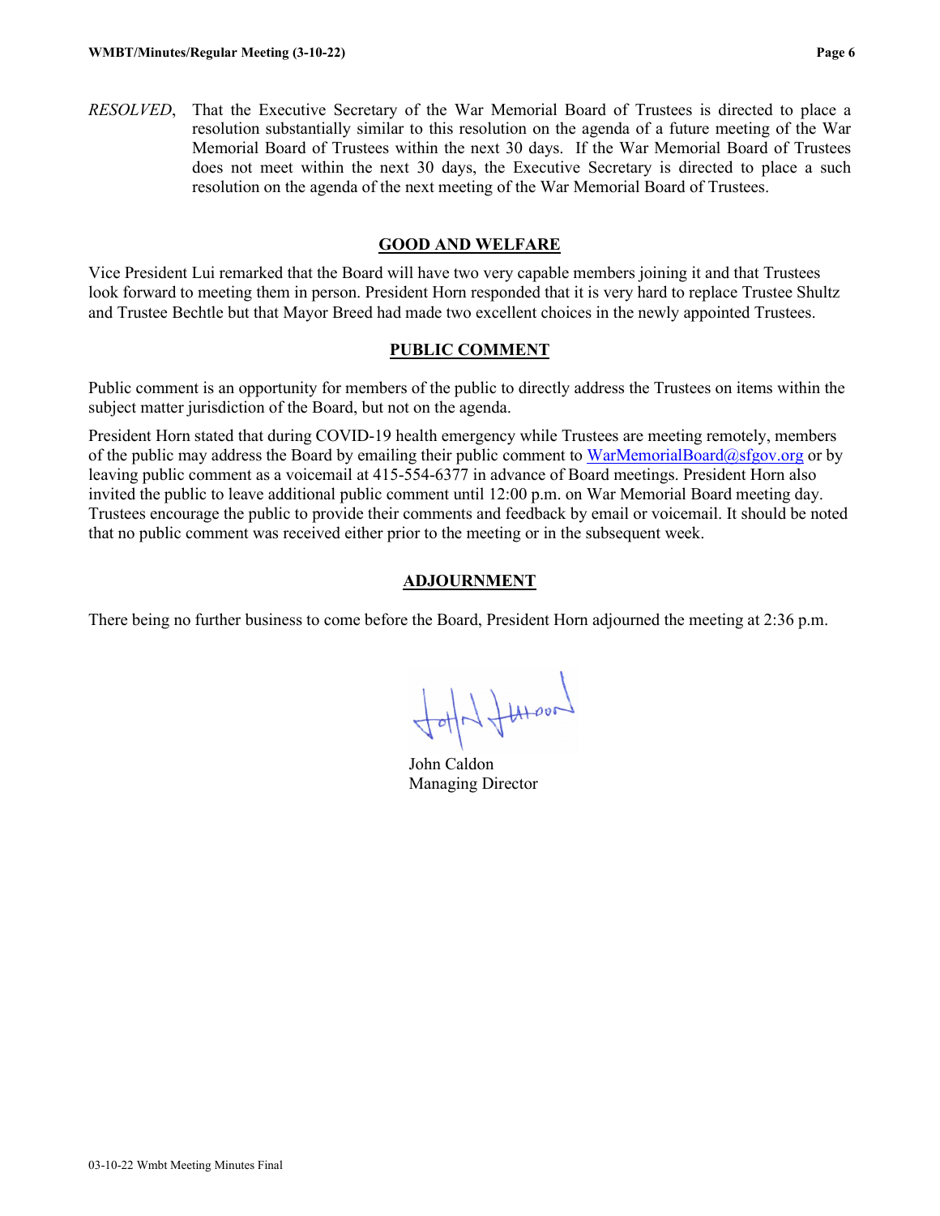*RESOLVED*, That the Executive Secretary of the War Memorial Board of Trustees is directed to place a resolution substantially similar to this resolution on the agenda of a future meeting of the War Memorial Board of Trustees within the next 30 days. If the War Memorial Board of Trustees does not meet within the next 30 days, the Executive Secretary is directed to place a such resolution on the agenda of the next meeting of the War Memorial Board of Trustees.

## GOOD AND WELFARE

Vice President Lui remarked that the Board will have two very capable members joining it and that Trustees look forward to meeting them in person. President Horn responded that it is very hard to replace Trustee Shultz and Trustee Bechtle but that Mayor Breed had made two excellent choices in the newly appointed Trustees.

## PUBLIC COMMENT

Public comment is an opportunity for members of the public to directly address the Trustees on items within the subject matter jurisdiction of the Board, but not on the agenda.

President Horn stated that during COVID-19 health emergency while Trustees are meeting remotely, members of the public may address the Board by emailing their public comment to WarMemorialBoard@sfgov.org or by leaving public comment as a voicemail at 415-554-6377 in advance of Board meetings. President Horn also invited the public to leave additional public comment until 12:00 p.m. on War Memorial Board meeting day. Trustees encourage the public to provide their comments and feedback by email or voicemail. It should be noted that no public comment was received either prior to the meeting or in the subsequent week.

## ADJOURNMENT

There being no further business to come before the Board, President Horn adjourned the meeting at 2:36 p.m.

John Caldon
Managing Director